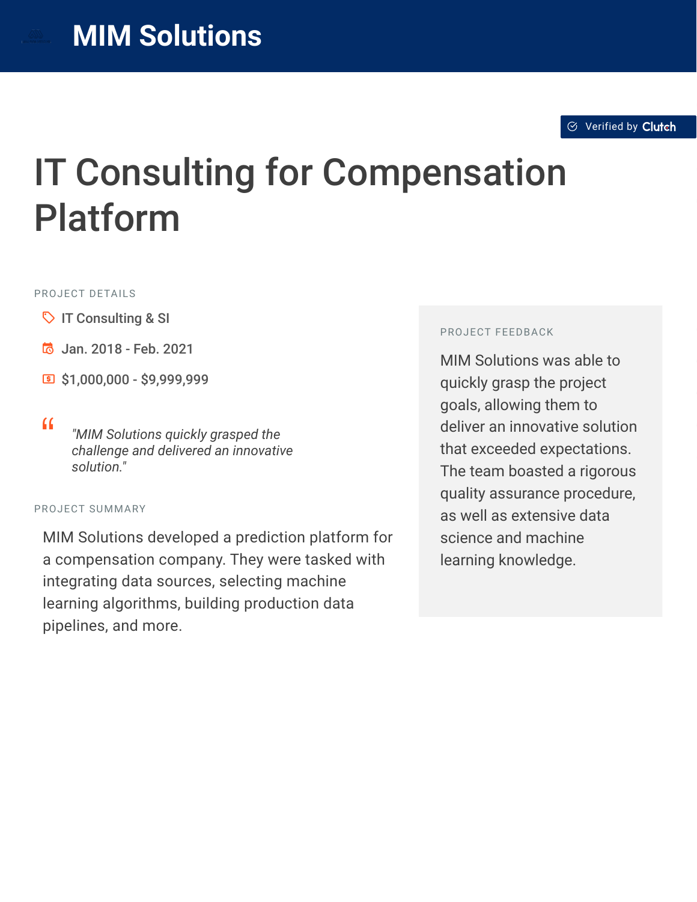# MIM Solutions

Verified by Clutch

# IT Consulting for Compensation Platform

## PROJECT DETAILS

- IT Consulting & SI
- Jan. 2018 - Feb. 2021
- $1,000,000 - $9,999,999

> *"MIM Solutions quickly grasped the challenge and delivered an innovative solution."*

## PROJECT SUMMARY

MIM Solutions developed a prediction platform for a compensation company. They were tasked with integrating data sources, selecting machine learning algorithms, building production data pipelines, and more.

## PROJECT FEEDBACK

MIM Solutions was able to quickly grasp the project goals, allowing them to deliver an innovative solution that exceeded expectations. The team boasted a rigorous quality assurance procedure, as well as extensive data science and machine learning knowledge.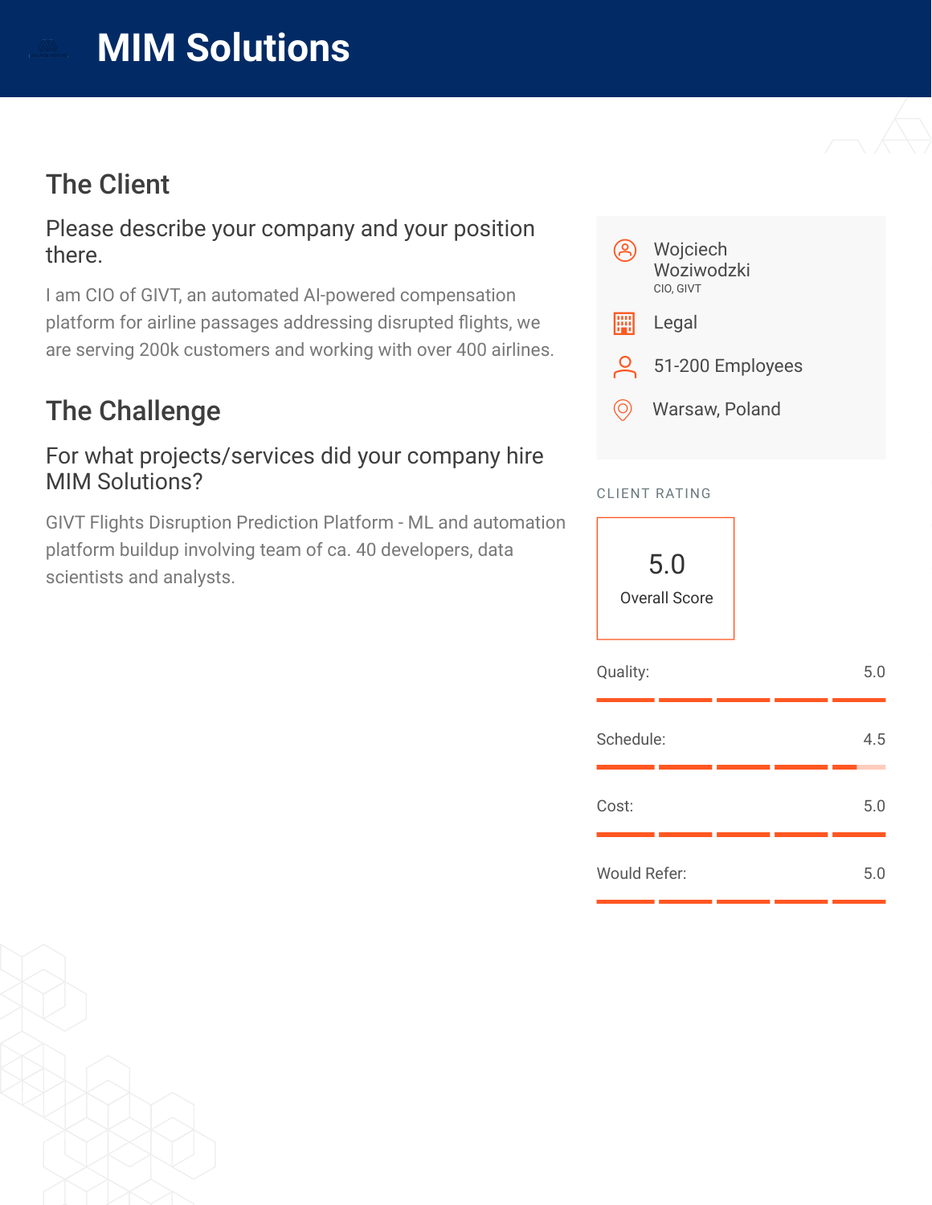# MIM Solutions

## The Client

### Please describe your company and your position there.

I am CIO of GIVT, an automated AI-powered compensation platform for airline passages addressing disrupted flights, we are serving 200k customers and working with over 400 airlines.

## The Challenge

### For what projects/services did your company hire MIM Solutions?

GIVT Flights Disruption Prediction Platform - ML and automation platform buildup involving team of ca. 40 developers, data scientists and analysts.

Wojciech Woziwodzki
CIO, GIVT

Legal

51-200 Employees

Warsaw, Poland

CLIENT RATING

5.0
Overall Score

| Category | Score |
| --- | --- |
| Quality: | 5.0 |
| Schedule: | 4.5 |
| Cost: | 5.0 |
| Would Refer: | 5.0 |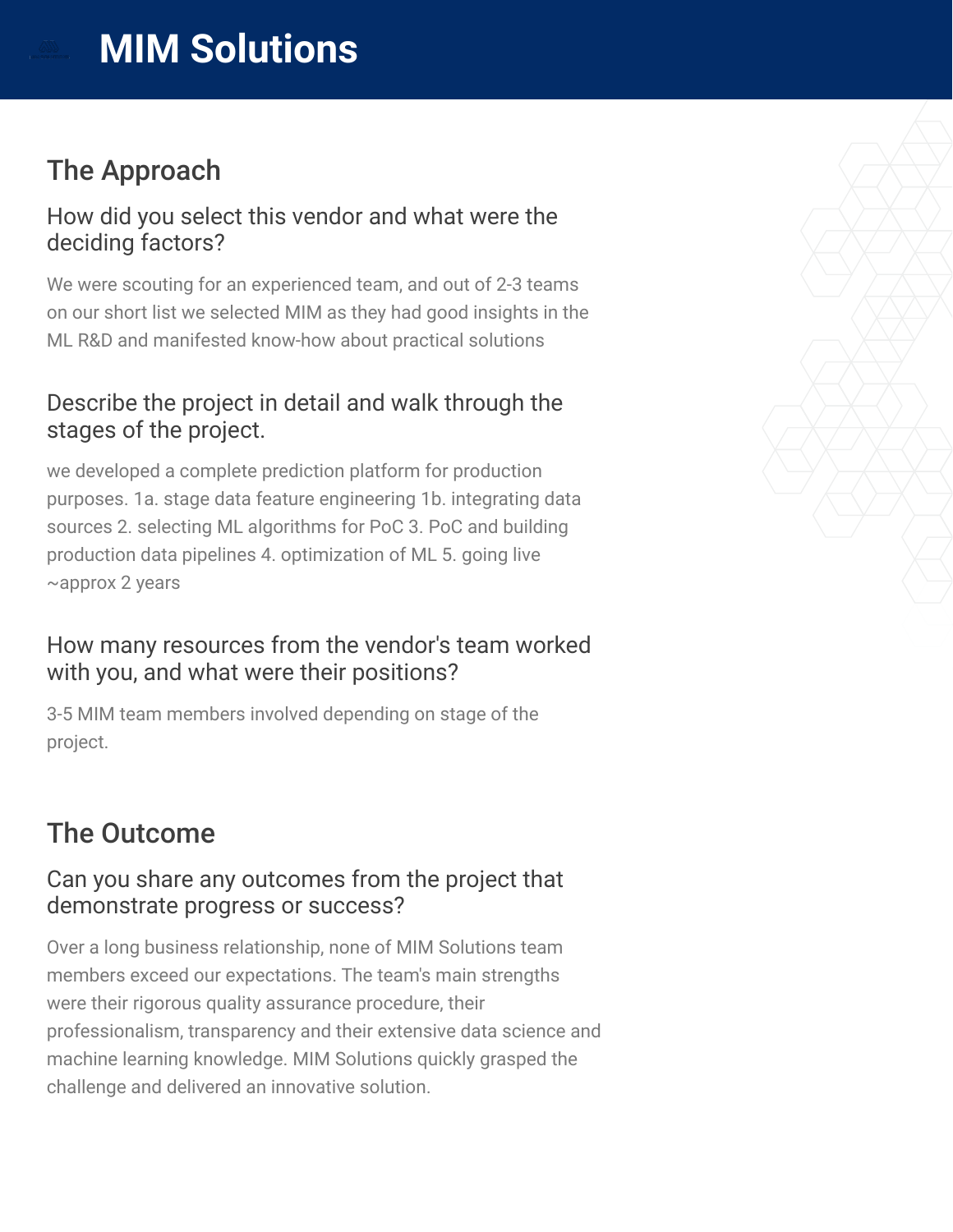# MIM Solutions

## The Approach

### How did you select this vendor and what were the deciding factors?

We were scouting for an experienced team, and out of 2-3 teams on our short list we selected MIM as they had good insights in the ML R&D and manifested know-how about practical solutions

### Describe the project in detail and walk through the stages of the project.

we developed a complete prediction platform for production purposes. 1a. stage data feature engineering 1b. integrating data sources 2. selecting ML algorithms for PoC 3. PoC and building production data pipelines 4. optimization of ML 5. going live ~approx 2 years

### How many resources from the vendor's team worked with you, and what were their positions?

3-5 MIM team members involved depending on stage of the project.

## The Outcome

### Can you share any outcomes from the project that demonstrate progress or success?

Over a long business relationship, none of MIM Solutions team members exceed our expectations. The team's main strengths were their rigorous quality assurance procedure, their professionalism, transparency and their extensive data science and machine learning knowledge. MIM Solutions quickly grasped the challenge and delivered an innovative solution.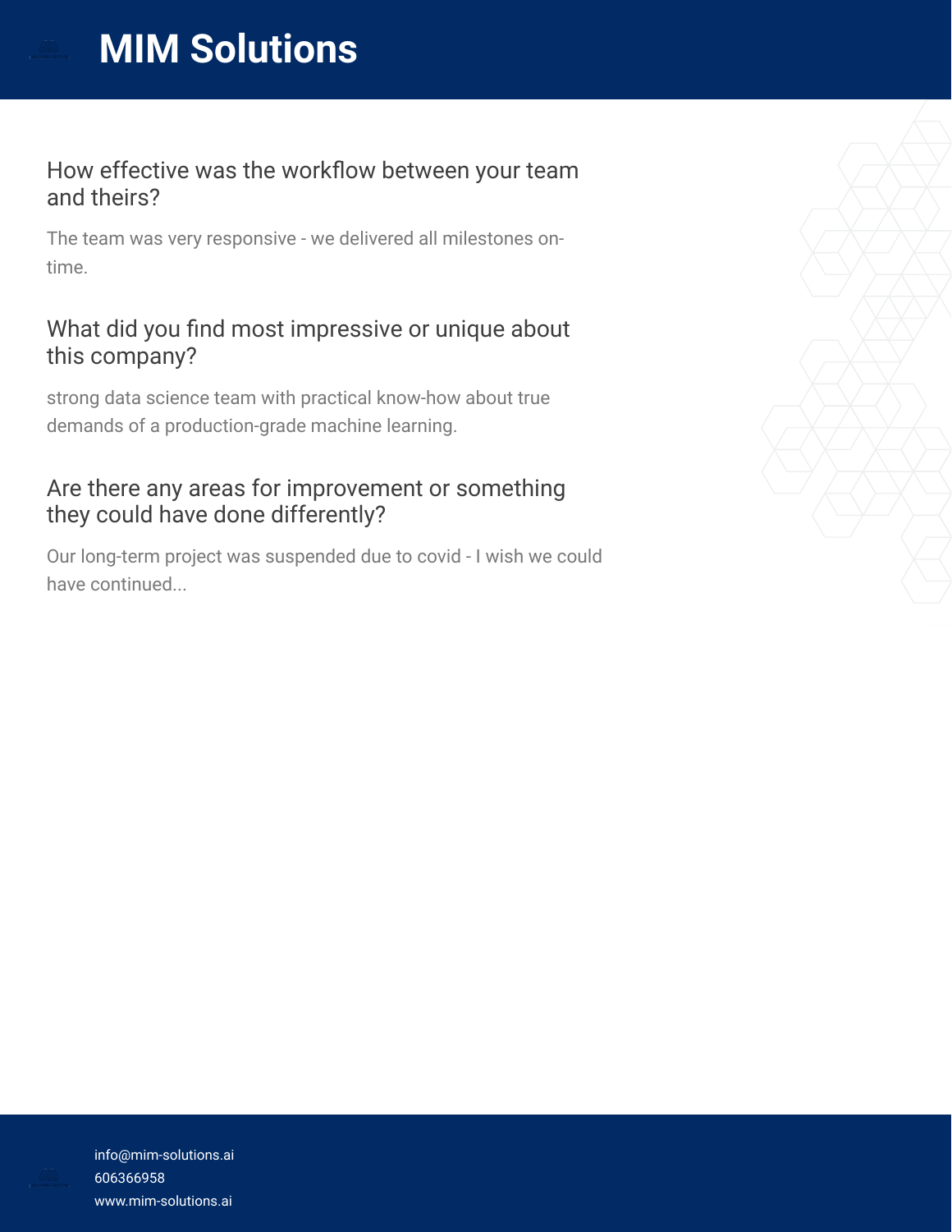# MIM Solutions

### How effective was the workflow between your team and theirs?

The team was very responsive - we delivered all milestones on-time.

### What did you find most impressive or unique about this company?

strong data science team with practical know-how about true demands of a production-grade machine learning.

### Are there any areas for improvement or something they could have done differently?

Our long-term project was suspended due to covid - I wish we could have continued...

info@mim-solutions.ai
606366958
www.mim-solutions.ai